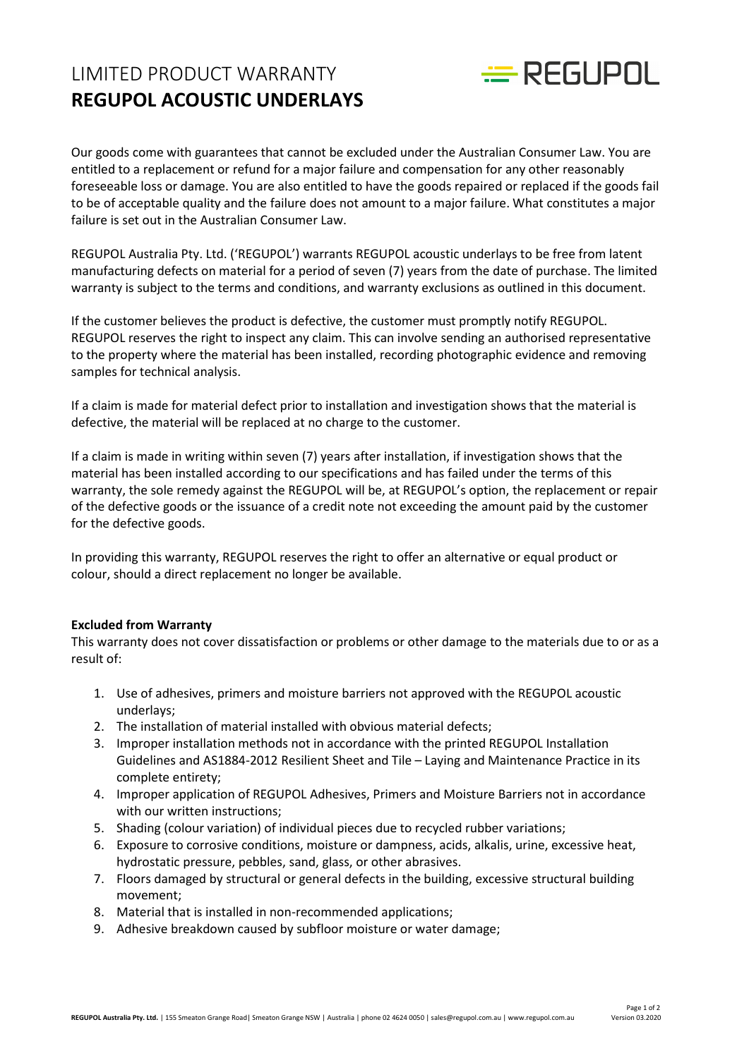# LIMITED PRODUCT WARRANTY
# REGUPOL ACOUSTIC UNDERLAYS

Our goods come with guarantees that cannot be excluded under the Australian Consumer Law. You are entitled to a replacement or refund for a major failure and compensation for any other reasonably foreseeable loss or damage. You are also entitled to have the goods repaired or replaced if the goods fail to be of acceptable quality and the failure does not amount to a major failure. What constitutes a major failure is set out in the Australian Consumer Law.

REGUPOL Australia Pty. Ltd. ('REGUPOL') warrants REGUPOL acoustic underlays to be free from latent manufacturing defects on material for a period of seven (7) years from the date of purchase. The limited warranty is subject to the terms and conditions, and warranty exclusions as outlined in this document.

If the customer believes the product is defective, the customer must promptly notify REGUPOL. REGUPOL reserves the right to inspect any claim. This can involve sending an authorised representative to the property where the material has been installed, recording photographic evidence and removing samples for technical analysis.

If a claim is made for material defect prior to installation and investigation shows that the material is defective, the material will be replaced at no charge to the customer.

If a claim is made in writing within seven (7) years after installation, if investigation shows that the material has been installed according to our specifications and has failed under the terms of this warranty, the sole remedy against the REGUPOL will be, at REGUPOL's option, the replacement or repair of the defective goods or the issuance of a credit note not exceeding the amount paid by the customer for the defective goods.

In providing this warranty, REGUPOL reserves the right to offer an alternative or equal product or colour, should a direct replacement no longer be available.

**Excluded from Warranty**

This warranty does not cover dissatisfaction or problems or other damage to the materials due to or as a result of:

1. Use of adhesives, primers and moisture barriers not approved with the REGUPOL acoustic underlays;
2. The installation of material installed with obvious material defects;
3. Improper installation methods not in accordance with the printed REGUPOL Installation Guidelines and AS1884-2012 Resilient Sheet and Tile – Laying and Maintenance Practice in its complete entirety;
4. Improper application of REGUPOL Adhesives, Primers and Moisture Barriers not in accordance with our written instructions;
5. Shading (colour variation) of individual pieces due to recycled rubber variations;
6. Exposure to corrosive conditions, moisture or dampness, acids, alkalis, urine, excessive heat, hydrostatic pressure, pebbles, sand, glass, or other abrasives.
7. Floors damaged by structural or general defects in the building, excessive structural building movement;
8. Material that is installed in non-recommended applications;
9. Adhesive breakdown caused by subfloor moisture or water damage;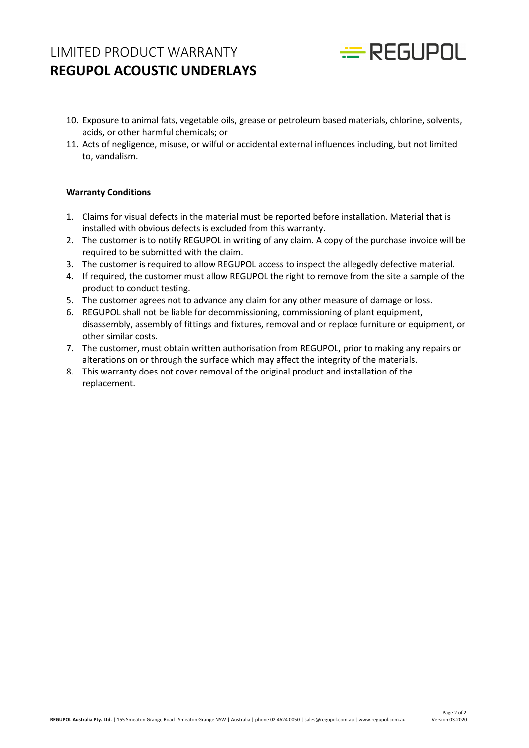10. Exposure to animal fats, vegetable oils, grease or petroleum based materials, chlorine, solvents, acids, or other harmful chemicals; or
11. Acts of negligence, misuse, or wilful or accidental external influences including, but not limited to, vandalism.

**Warranty Conditions**

1. Claims for visual defects in the material must be reported before installation. Material that is installed with obvious defects is excluded from this warranty.
2. The customer is to notify REGUPOL in writing of any claim. A copy of the purchase invoice will be required to be submitted with the claim.
3. The customer is required to allow REGUPOL access to inspect the allegedly defective material.
4. If required, the customer must allow REGUPOL the right to remove from the site a sample of the product to conduct testing.
5. The customer agrees not to advance any claim for any other measure of damage or loss.
6. REGUPOL shall not be liable for decommissioning, commissioning of plant equipment, disassembly, assembly of fittings and fixtures, removal and or replace furniture or equipment, or other similar costs.
7. The customer, must obtain written authorisation from REGUPOL, prior to making any repairs or alterations on or through the surface which may affect the integrity of the materials.
8. This warranty does not cover removal of the original product and installation of the replacement.